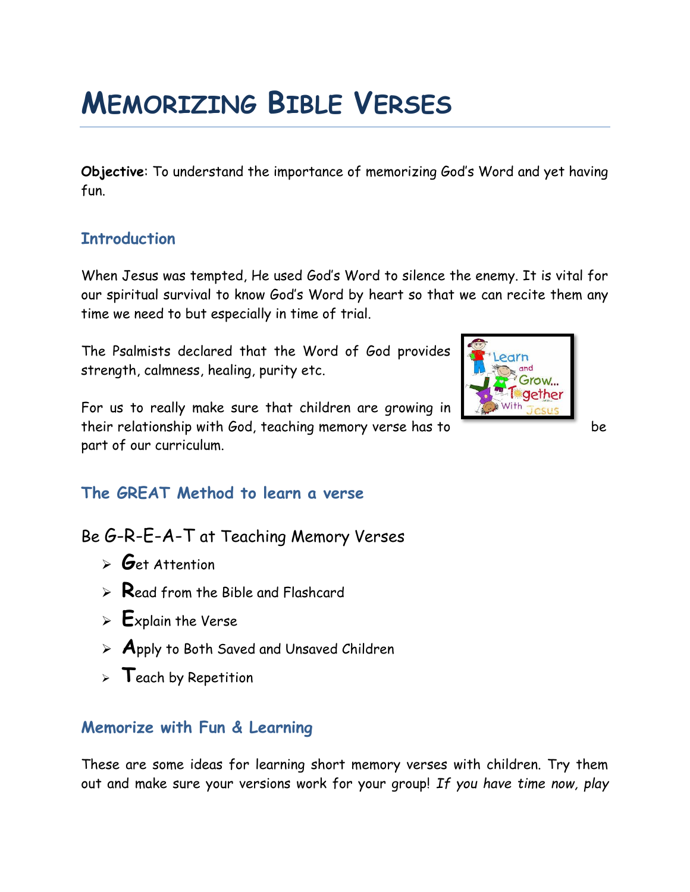# MEMORIZING BIBLE VERSES

**Objective**: To understand the importance of memorizing God's Word and yet having fun.

## Introduction

When Jesus was tempted, He used God's Word to silence the enemy. It is vital for our spiritual survival to know God's Word by heart so that we can recite them any time we need to but especially in time of trial.

The Psalmists declared that the Word of God provides strength, calmness, healing, purity etc.

For us to really make sure that children are growing in their relationship with God, teaching memory verse has to be part of our curriculum.

## The GREAT Method to learn a verse

Be G-R-E-A-T at Teaching Memory Verses

- **G**et Attention
- **R**ead from the Bible and Flashcard
- **E**xplain the Verse
- **A**pply to Both Saved and Unsaved Children
- **T**each by Repetition

## Memorize with Fun & Learning

These are some ideas for learning short memory verses with children. Try them out and make sure your versions work for your group! *If you have time now, play*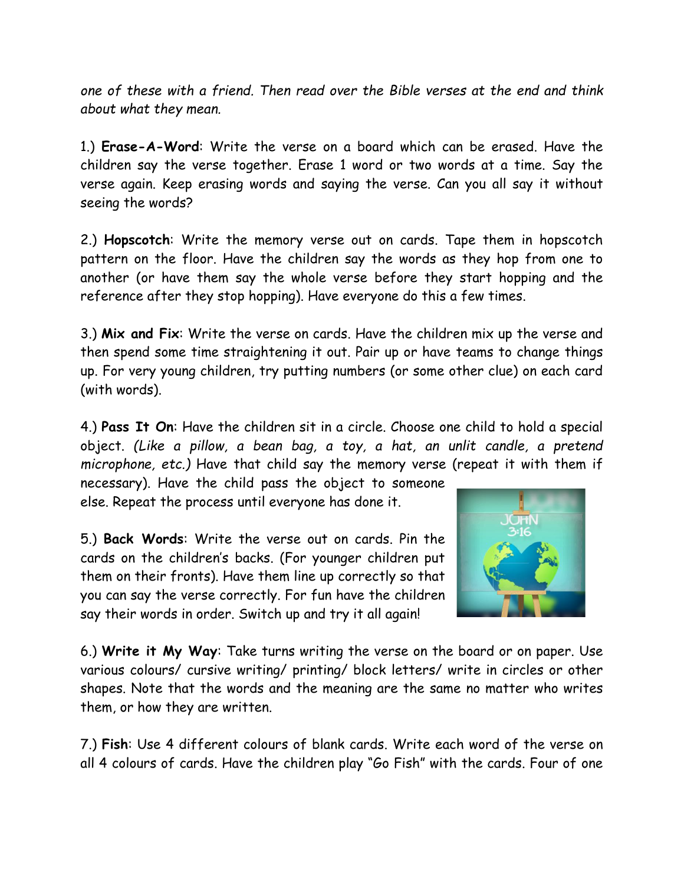*one of these with a friend. Then read over the Bible verses at the end and think about what they mean.*

1.) **Erase-A-Word**: Write the verse on a board which can be erased. Have the children say the verse together. Erase 1 word or two words at a time. Say the verse again. Keep erasing words and saying the verse. Can you all say it without seeing the words?

2.) **Hopscotch**: Write the memory verse out on cards. Tape them in hopscotch pattern on the floor. Have the children say the words as they hop from one to another (or have them say the whole verse before they start hopping and the reference after they stop hopping). Have everyone do this a few times.

3.) **Mix and Fix**: Write the verse on cards. Have the children mix up the verse and then spend some time straightening it out. Pair up or have teams to change things up. For very young children, try putting numbers (or some other clue) on each card (with words).

4.) **Pass It On**: Have the children sit in a circle. Choose one child to hold a special object. *(Like a pillow, a bean bag, a toy, a hat, an unlit candle, a pretend microphone, etc.)* Have that child say the memory verse (repeat it with them if necessary). Have the child pass the object to someone else. Repeat the process until everyone has done it.

5.) **Back Words**: Write the verse out on cards. Pin the cards on the children's backs. (For younger children put them on their fronts). Have them line up correctly so that you can say the verse correctly. For fun have the children say their words in order. Switch up and try it all again!

6.) **Write it My Way**: Take turns writing the verse on the board or on paper. Use various colours/ cursive writing/ printing/ block letters/ write in circles or other shapes. Note that the words and the meaning are the same no matter who writes them, or how they are written.

7.) **Fish**: Use 4 different colours of blank cards. Write each word of the verse on all 4 colours of cards. Have the children play "Go Fish" with the cards. Four of one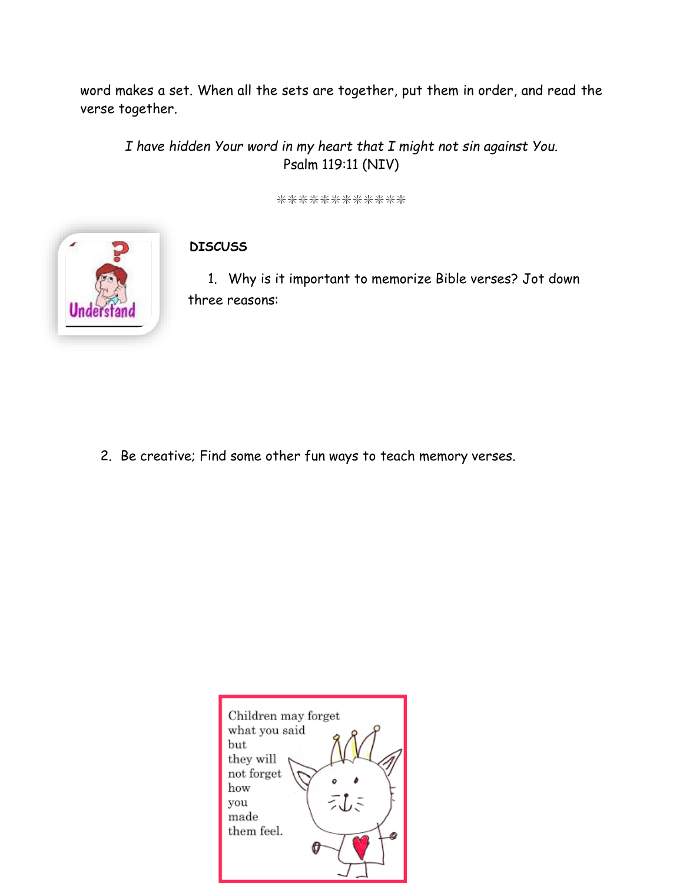word makes a set. When all the sets are together, put them in order, and read the verse together.

*I have hidden Your word in my heart that I might not sin against You.*
Psalm 119:11 (NIV)

\*\*\*\*\*\*\*\*\*\*\*\*\*

**DISCUSS**

1. Why is it important to memorize Bible verses? Jot down three reasons:

2. Be creative; Find some other fun ways to teach memory verses.

Children may forget what you said but they will not forget how you made them feel.